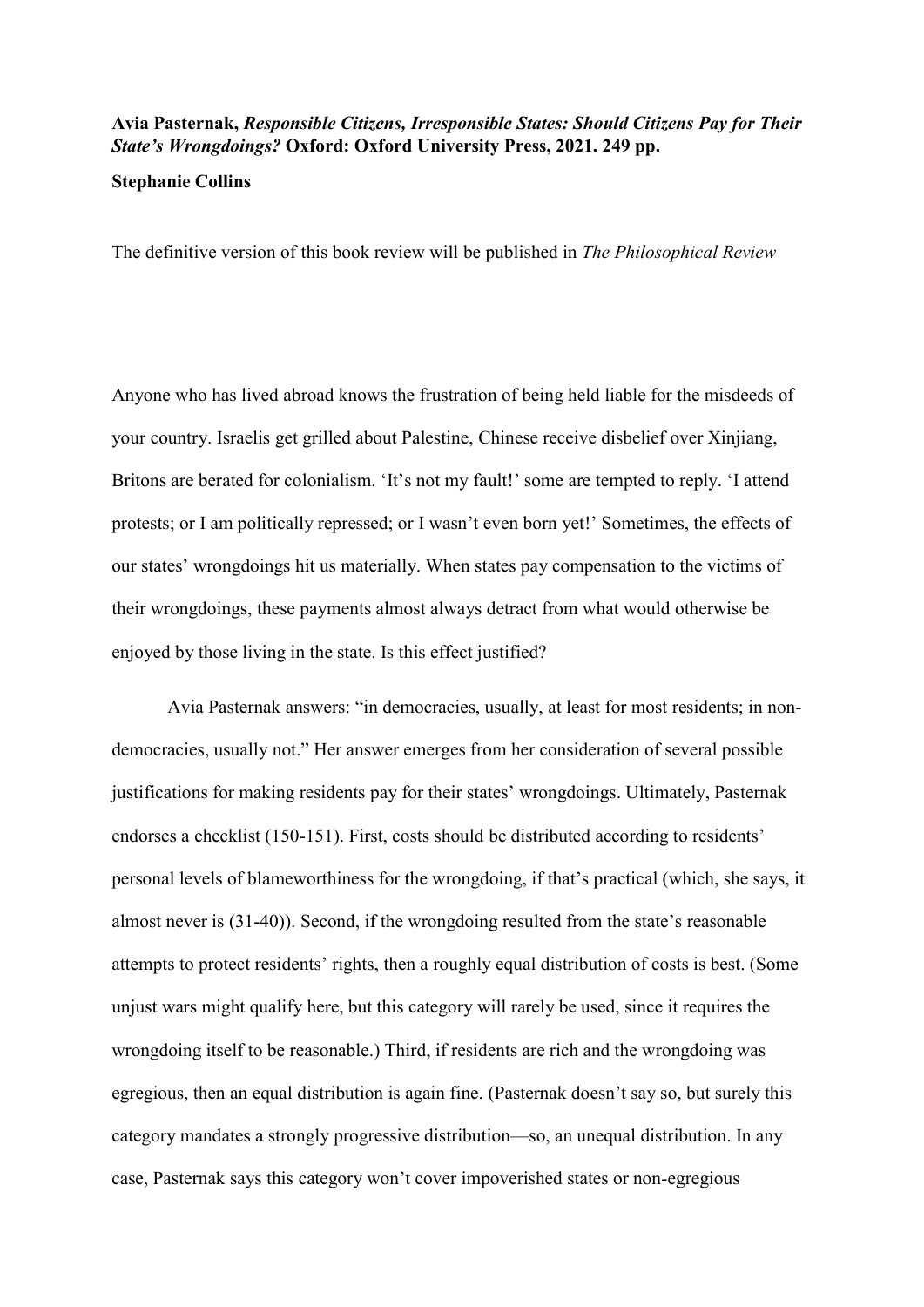**Avia Pasternak, *Responsible Citizens, Irresponsible States: Should Citizens Pay for Their State's Wrongdoings?* Oxford: Oxford University Press, 2021. 249 pp.**

**Stephanie Collins**

The definitive version of this book review will be published in *The Philosophical Review*

Anyone who has lived abroad knows the frustration of being held liable for the misdeeds of your country. Israelis get grilled about Palestine, Chinese receive disbelief over Xinjiang, Britons are berated for colonialism. 'It's not my fault!' some are tempted to reply. 'I attend protests; or I am politically repressed; or I wasn't even born yet!' Sometimes, the effects of our states' wrongdoings hit us materially. When states pay compensation to the victims of their wrongdoings, these payments almost always detract from what would otherwise be enjoyed by those living in the state. Is this effect justified?

Avia Pasternak answers: "in democracies, usually, at least for most residents; in non-democracies, usually not." Her answer emerges from her consideration of several possible justifications for making residents pay for their states' wrongdoings. Ultimately, Pasternak endorses a checklist (150-151). First, costs should be distributed according to residents' personal levels of blameworthiness for the wrongdoing, if that's practical (which, she says, it almost never is (31-40)). Second, if the wrongdoing resulted from the state's reasonable attempts to protect residents' rights, then a roughly equal distribution of costs is best. (Some unjust wars might qualify here, but this category will rarely be used, since it requires the wrongdoing itself to be reasonable.) Third, if residents are rich and the wrongdoing was egregious, then an equal distribution is again fine. (Pasternak doesn't say so, but surely this category mandates a strongly progressive distribution—so, an unequal distribution. In any case, Pasternak says this category won't cover impoverished states or non-egregious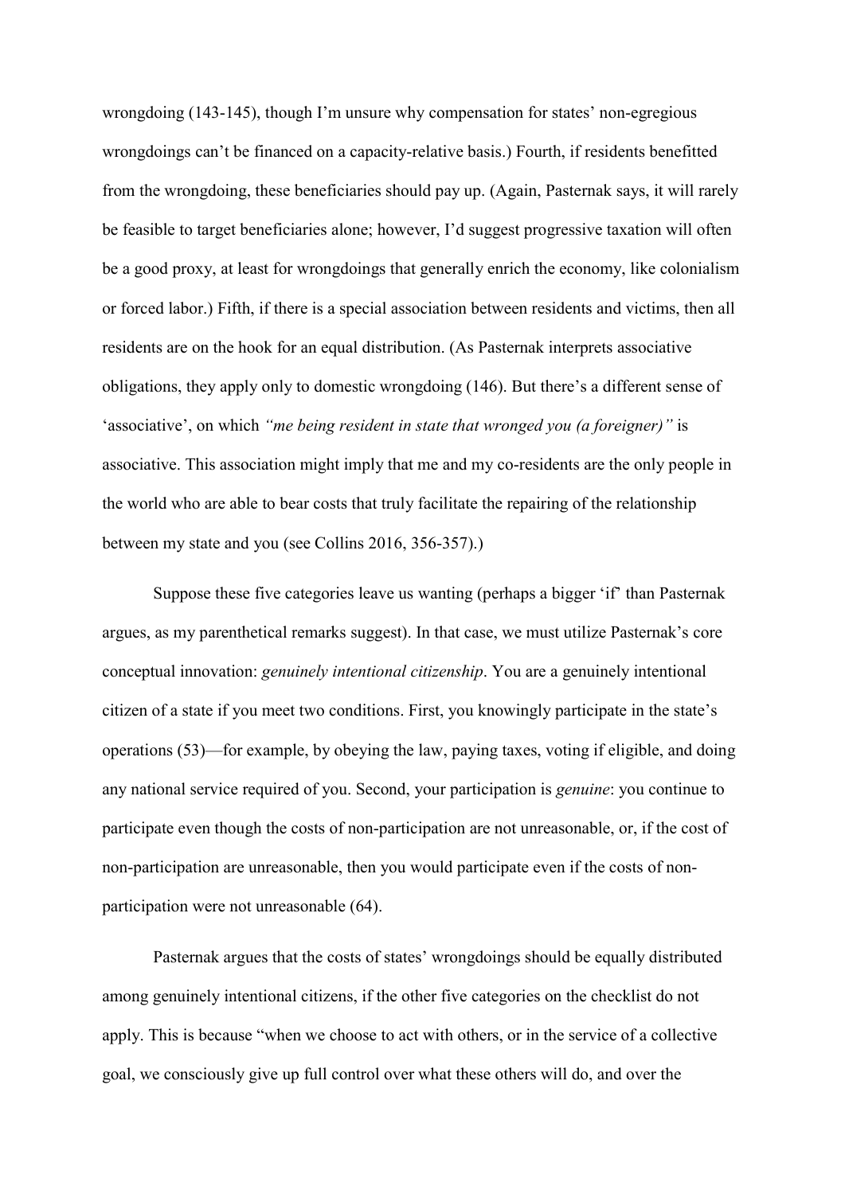wrongdoing (143-145), though I'm unsure why compensation for states' non-egregious wrongdoings can't be financed on a capacity-relative basis.) Fourth, if residents benefitted from the wrongdoing, these beneficiaries should pay up. (Again, Pasternak says, it will rarely be feasible to target beneficiaries alone; however, I'd suggest progressive taxation will often be a good proxy, at least for wrongdoings that generally enrich the economy, like colonialism or forced labor.) Fifth, if there is a special association between residents and victims, then all residents are on the hook for an equal distribution. (As Pasternak interprets associative obligations, they apply only to domestic wrongdoing (146). But there's a different sense of 'associative', on which *"me being resident in state that wronged you (a foreigner)"* is associative. This association might imply that me and my co-residents are the only people in the world who are able to bear costs that truly facilitate the repairing of the relationship between my state and you (see Collins 2016, 356-357).)

Suppose these five categories leave us wanting (perhaps a bigger 'if' than Pasternak argues, as my parenthetical remarks suggest). In that case, we must utilize Pasternak's core conceptual innovation: *genuinely intentional citizenship*. You are a genuinely intentional citizen of a state if you meet two conditions. First, you knowingly participate in the state's operations (53)—for example, by obeying the law, paying taxes, voting if eligible, and doing any national service required of you. Second, your participation is *genuine*: you continue to participate even though the costs of non-participation are not unreasonable, or, if the cost of non-participation are unreasonable, then you would participate even if the costs of non-participation were not unreasonable (64).

Pasternak argues that the costs of states' wrongdoings should be equally distributed among genuinely intentional citizens, if the other five categories on the checklist do not apply. This is because "when we choose to act with others, or in the service of a collective goal, we consciously give up full control over what these others will do, and over the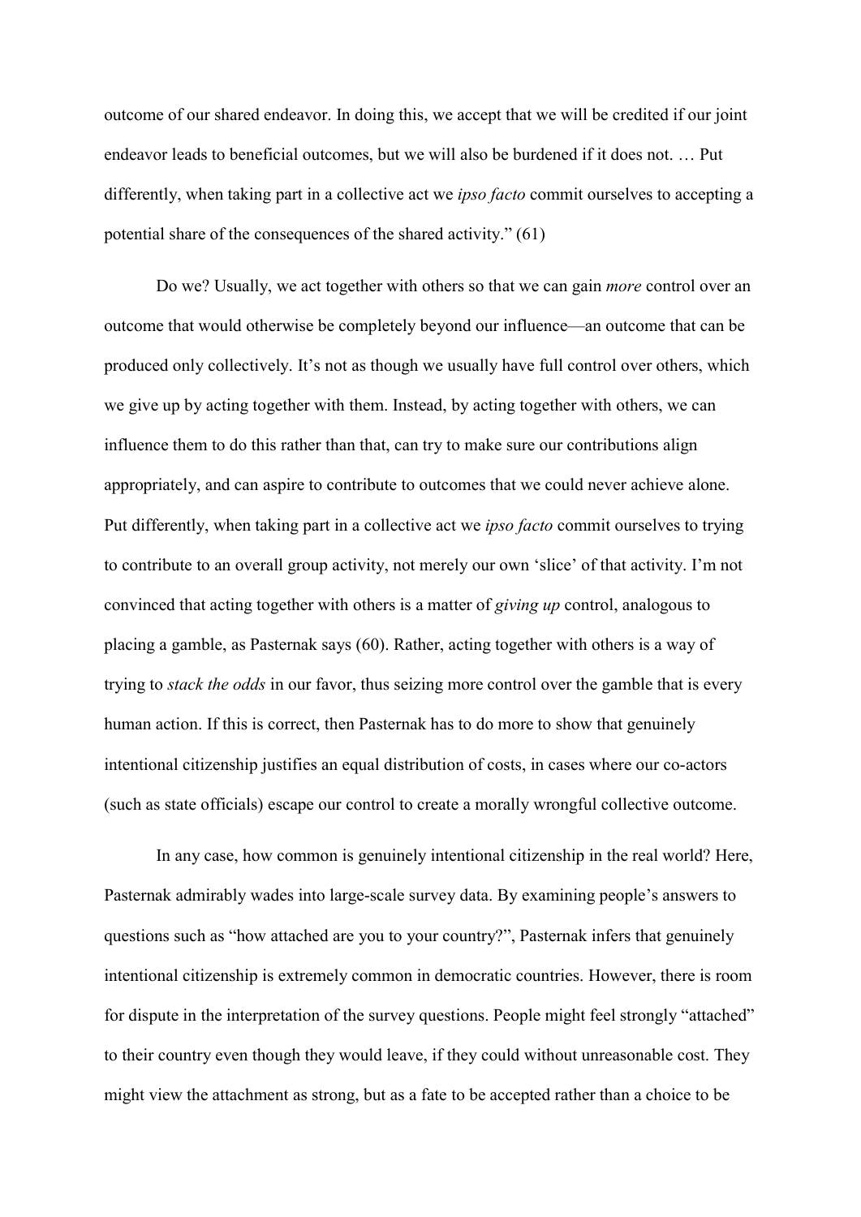outcome of our shared endeavor. In doing this, we accept that we will be credited if our joint endeavor leads to beneficial outcomes, but we will also be burdened if it does not. … Put differently, when taking part in a collective act we *ipso facto* commit ourselves to accepting a potential share of the consequences of the shared activity." (61)

Do we? Usually, we act together with others so that we can gain *more* control over an outcome that would otherwise be completely beyond our influence—an outcome that can be produced only collectively. It's not as though we usually have full control over others, which we give up by acting together with them. Instead, by acting together with others, we can influence them to do this rather than that, can try to make sure our contributions align appropriately, and can aspire to contribute to outcomes that we could never achieve alone. Put differently, when taking part in a collective act we *ipso facto* commit ourselves to trying to contribute to an overall group activity, not merely our own 'slice' of that activity. I'm not convinced that acting together with others is a matter of *giving up* control, analogous to placing a gamble, as Pasternak says (60). Rather, acting together with others is a way of trying to *stack the odds* in our favor, thus seizing more control over the gamble that is every human action. If this is correct, then Pasternak has to do more to show that genuinely intentional citizenship justifies an equal distribution of costs, in cases where our co-actors (such as state officials) escape our control to create a morally wrongful collective outcome.

In any case, how common is genuinely intentional citizenship in the real world? Here, Pasternak admirably wades into large-scale survey data. By examining people's answers to questions such as "how attached are you to your country?", Pasternak infers that genuinely intentional citizenship is extremely common in democratic countries. However, there is room for dispute in the interpretation of the survey questions. People might feel strongly "attached" to their country even though they would leave, if they could without unreasonable cost. They might view the attachment as strong, but as a fate to be accepted rather than a choice to be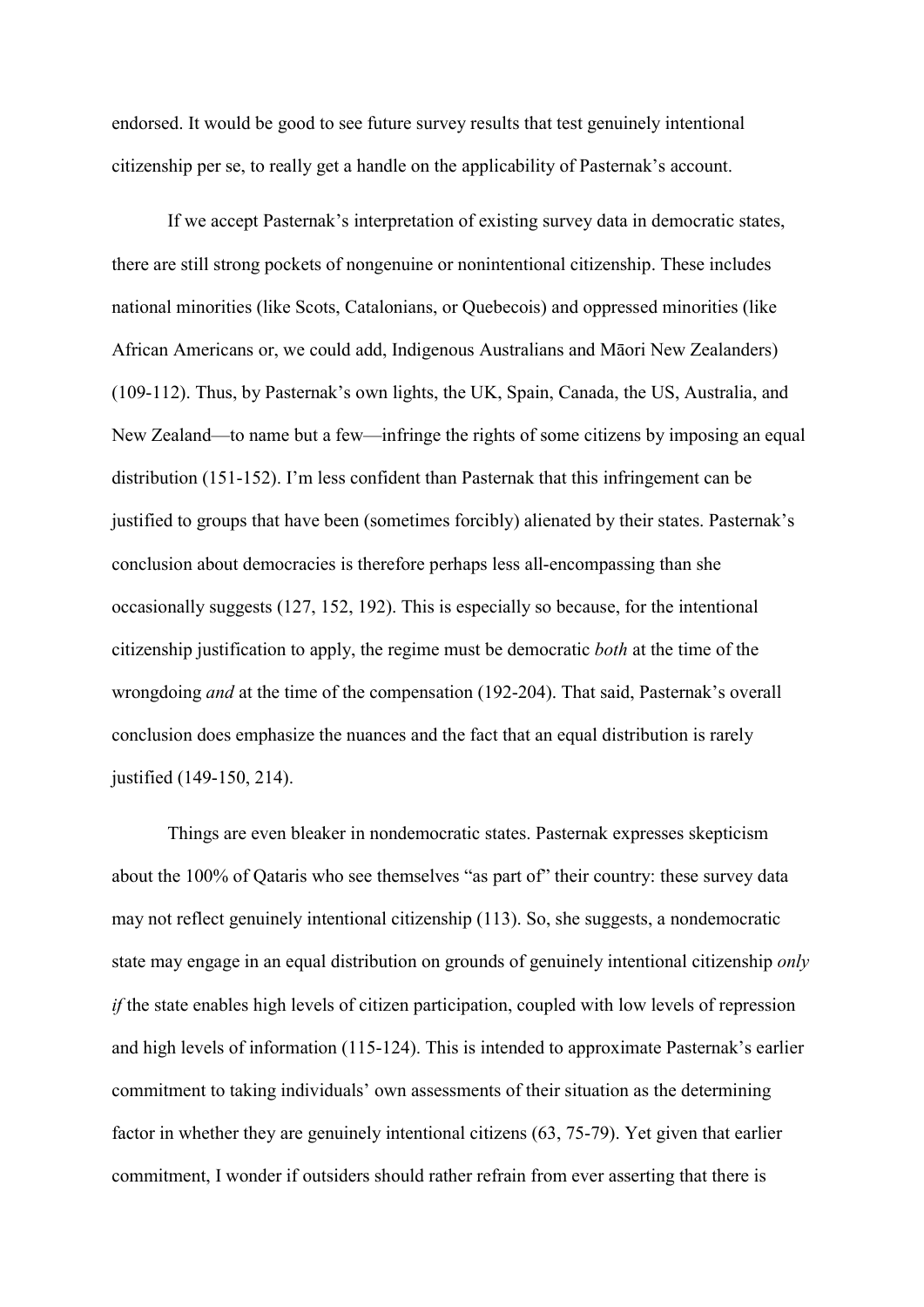endorsed. It would be good to see future survey results that test genuinely intentional citizenship per se, to really get a handle on the applicability of Pasternak's account.

If we accept Pasternak's interpretation of existing survey data in democratic states, there are still strong pockets of nongenuine or nonintentional citizenship. These includes national minorities (like Scots, Catalonians, or Quebecois) and oppressed minorities (like African Americans or, we could add, Indigenous Australians and Māori New Zealanders) (109-112). Thus, by Pasternak's own lights, the UK, Spain, Canada, the US, Australia, and New Zealand—to name but a few—infringe the rights of some citizens by imposing an equal distribution (151-152). I'm less confident than Pasternak that this infringement can be justified to groups that have been (sometimes forcibly) alienated by their states. Pasternak's conclusion about democracies is therefore perhaps less all-encompassing than she occasionally suggests (127, 152, 192). This is especially so because, for the intentional citizenship justification to apply, the regime must be democratic *both* at the time of the wrongdoing *and* at the time of the compensation (192-204). That said, Pasternak's overall conclusion does emphasize the nuances and the fact that an equal distribution is rarely justified (149-150, 214).

Things are even bleaker in nondemocratic states. Pasternak expresses skepticism about the 100% of Qataris who see themselves "as part of" their country: these survey data may not reflect genuinely intentional citizenship (113). So, she suggests, a nondemocratic state may engage in an equal distribution on grounds of genuinely intentional citizenship *only if* the state enables high levels of citizen participation, coupled with low levels of repression and high levels of information (115-124). This is intended to approximate Pasternak's earlier commitment to taking individuals' own assessments of their situation as the determining factor in whether they are genuinely intentional citizens (63, 75-79). Yet given that earlier commitment, I wonder if outsiders should rather refrain from ever asserting that there is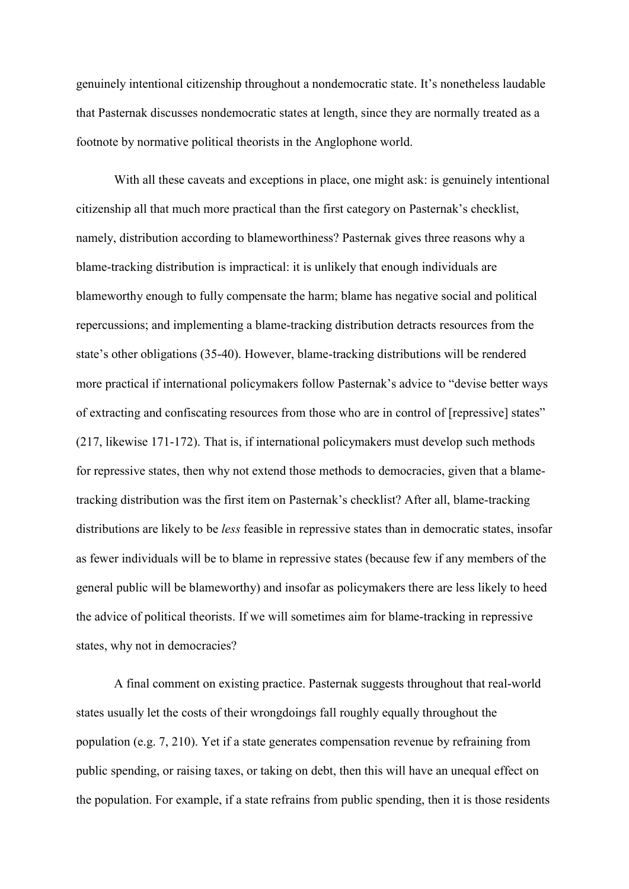genuinely intentional citizenship throughout a nondemocratic state. It's nonetheless laudable that Pasternak discusses nondemocratic states at length, since they are normally treated as a footnote by normative political theorists in the Anglophone world.

With all these caveats and exceptions in place, one might ask: is genuinely intentional citizenship all that much more practical than the first category on Pasternak's checklist, namely, distribution according to blameworthiness? Pasternak gives three reasons why a blame-tracking distribution is impractical: it is unlikely that enough individuals are blameworthy enough to fully compensate the harm; blame has negative social and political repercussions; and implementing a blame-tracking distribution detracts resources from the state's other obligations (35-40). However, blame-tracking distributions will be rendered more practical if international policymakers follow Pasternak's advice to "devise better ways of extracting and confiscating resources from those who are in control of [repressive] states" (217, likewise 171-172). That is, if international policymakers must develop such methods for repressive states, then why not extend those methods to democracies, given that a blame-tracking distribution was the first item on Pasternak's checklist? After all, blame-tracking distributions are likely to be *less* feasible in repressive states than in democratic states, insofar as fewer individuals will be to blame in repressive states (because few if any members of the general public will be blameworthy) and insofar as policymakers there are less likely to heed the advice of political theorists. If we will sometimes aim for blame-tracking in repressive states, why not in democracies?

A final comment on existing practice. Pasternak suggests throughout that real-world states usually let the costs of their wrongdoings fall roughly equally throughout the population (e.g. 7, 210). Yet if a state generates compensation revenue by refraining from public spending, or raising taxes, or taking on debt, then this will have an unequal effect on the population. For example, if a state refrains from public spending, then it is those residents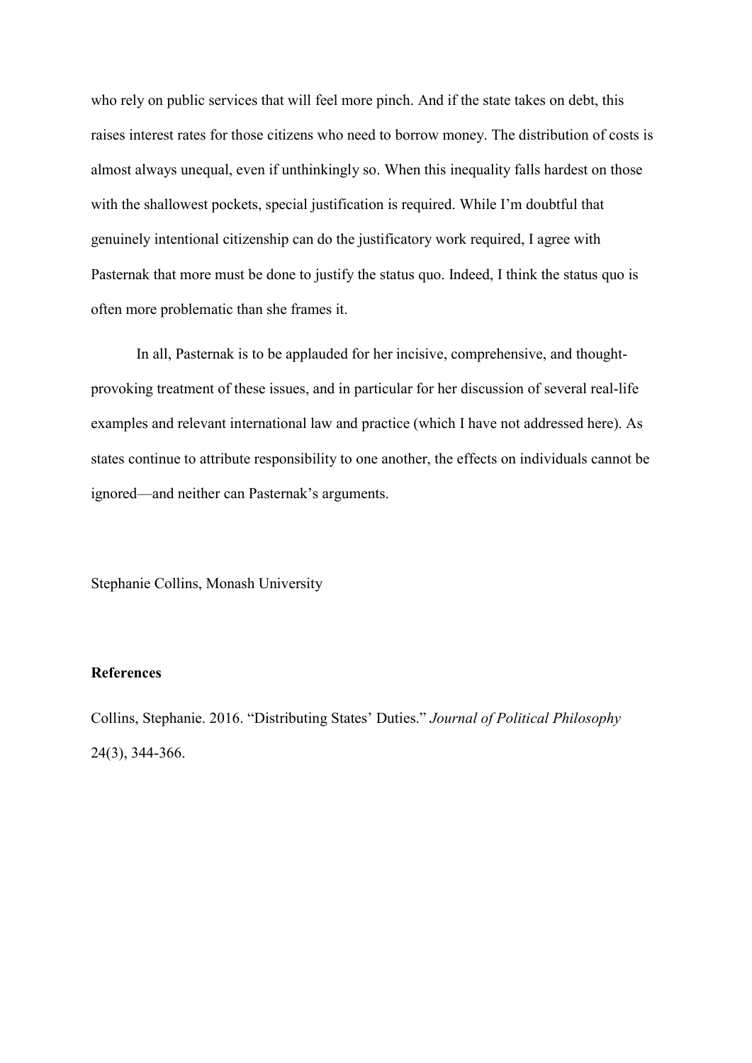who rely on public services that will feel more pinch. And if the state takes on debt, this raises interest rates for those citizens who need to borrow money. The distribution of costs is almost always unequal, even if unthinkingly so. When this inequality falls hardest on those with the shallowest pockets, special justification is required. While I'm doubtful that genuinely intentional citizenship can do the justificatory work required, I agree with Pasternak that more must be done to justify the status quo. Indeed, I think the status quo is often more problematic than she frames it.

In all, Pasternak is to be applauded for her incisive, comprehensive, and thought-provoking treatment of these issues, and in particular for her discussion of several real-life examples and relevant international law and practice (which I have not addressed here). As states continue to attribute responsibility to one another, the effects on individuals cannot be ignored—and neither can Pasternak's arguments.

Stephanie Collins, Monash University

**References**

Collins, Stephanie. 2016. "Distributing States' Duties." *Journal of Political Philosophy* 24(3), 344-366.